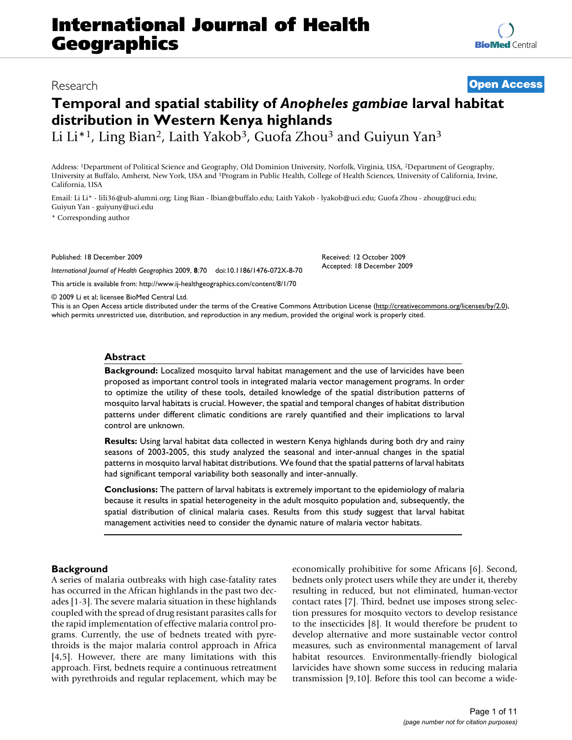# International Journal of Health Geographics

Research

Open Access

# Temporal and spatial stability of *Anopheles gambiae* larval habitat distribution in Western Kenya highlands

Li Li*[1], Ling Bian[2], Laith Yakob[3], Guofa Zhou[3] and Guiyun Yan[3]

Address: [1]Department of Political Science and Geography, Old Dominion University, Norfolk, Virginia, USA, [2]Department of Geography, University at Buffalo, Amherst, New York, USA and [3]Program in Public Health, College of Health Sciences, University of California, Irvine, California, USA

Email: Li Li* - lili36@ub-alumni.org; Ling Bian - lbian@buffalo.edu; Laith Yakob - lyakob@uci.edu; Guofa Zhou - zhoug@uci.edu; Guiyun Yan - guiyuny@uci.edu

\* Corresponding author

Published: 18 December 2009

*International Journal of Health Geographics* 2009, **8**:70 doi:10.1186/1476-072X-8-70

Received: 12 October 2009
Accepted: 18 December 2009

This article is available from: http://www.ij-healthgeographics.com/content/8/1/70

© 2009 Li et al; licensee BioMed Central Ltd.
This is an Open Access article distributed under the terms of the Creative Commons Attribution License (http://creativecommons.org/licenses/by/2.0), which permits unrestricted use, distribution, and reproduction in any medium, provided the original work is properly cited.

## Abstract

**Background:** Localized mosquito larval habitat management and the use of larvicides have been proposed as important control tools in integrated malaria vector management programs. In order to optimize the utility of these tools, detailed knowledge of the spatial distribution patterns of mosquito larval habitats is crucial. However, the spatial and temporal changes of habitat distribution patterns under different climatic conditions are rarely quantified and their implications to larval control are unknown.

**Results:** Using larval habitat data collected in western Kenya highlands during both dry and rainy seasons of 2003-2005, this study analyzed the seasonal and inter-annual changes in the spatial patterns in mosquito larval habitat distributions. We found that the spatial patterns of larval habitats had significant temporal variability both seasonally and inter-annually.

**Conclusions:** The pattern of larval habitats is extremely important to the epidemiology of malaria because it results in spatial heterogeneity in the adult mosquito population and, subsequently, the spatial distribution of clinical malaria cases. Results from this study suggest that larval habitat management activities need to consider the dynamic nature of malaria vector habitats.

## Background

A series of malaria outbreaks with high case-fatality rates has occurred in the African highlands in the past two decades [1-3]. The severe malaria situation in these highlands coupled with the spread of drug resistant parasites calls for the rapid implementation of effective malaria control programs. Currently, the use of bednets treated with pyrethroids is the major malaria control approach in Africa [4,5]. However, there are many limitations with this approach. First, bednets require a continuous retreatment with pyrethroids and regular replacement, which may be economically prohibitive for some Africans [6]. Second, bednets only protect users while they are under it, thereby resulting in reduced, but not eliminated, human-vector contact rates [7]. Third, bednet use imposes strong selection pressures for mosquito vectors to develop resistance to the insecticides [8]. It would therefore be prudent to develop alternative and more sustainable vector control measures, such as environmental management of larval habitat resources. Environmentally-friendly biological larvicides have shown some success in reducing malaria transmission [9,10]. Before this tool can become a wide-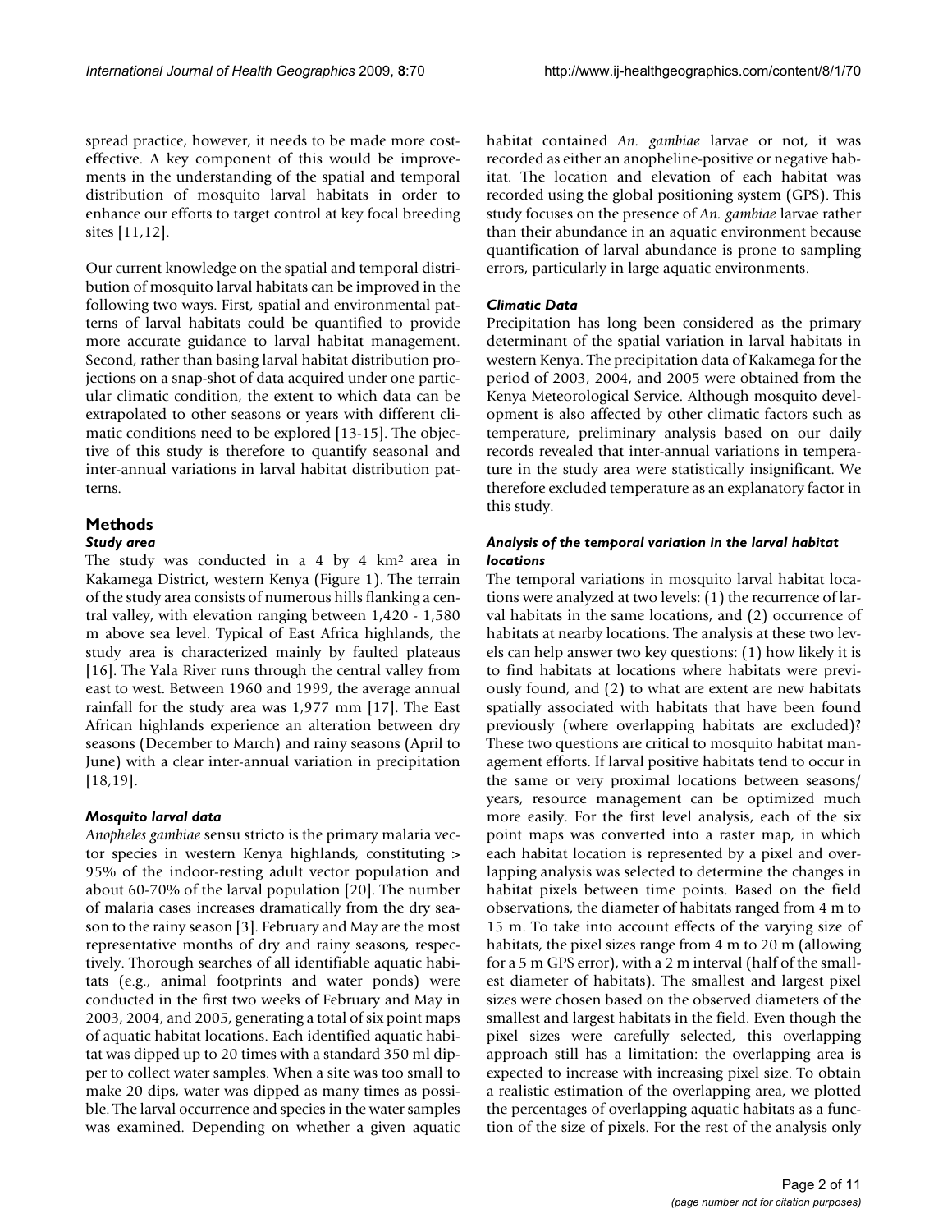spread practice, however, it needs to be made more cost-effective. A key component of this would be improvements in the understanding of the spatial and temporal distribution of mosquito larval habitats in order to enhance our efforts to target control at key focal breeding sites [11,12].

Our current knowledge on the spatial and temporal distribution of mosquito larval habitats can be improved in the following two ways. First, spatial and environmental patterns of larval habitats could be quantified to provide more accurate guidance to larval habitat management. Second, rather than basing larval habitat distribution projections on a snap-shot of data acquired under one particular climatic condition, the extent to which data can be extrapolated to other seasons or years with different climatic conditions need to be explored [13-15]. The objective of this study is therefore to quantify seasonal and inter-annual variations in larval habitat distribution patterns.

## Methods

### *Study area*

The study was conducted in a 4 by 4 $km^2$ area in Kakamega District, western Kenya (Figure 1). The terrain of the study area consists of numerous hills flanking a central valley, with elevation ranging between 1,420 - 1,580 m above sea level. Typical of East Africa highlands, the study area is characterized mainly by faulted plateaus [16]. The Yala River runs through the central valley from east to west. Between 1960 and 1999, the average annual rainfall for the study area was 1,977 mm [17]. The East African highlands experience an alteration between dry seasons (December to March) and rainy seasons (April to June) with a clear inter-annual variation in precipitation [18,19].

### *Mosquito larval data*

*Anopheles gambiae* sensu stricto is the primary malaria vector species in western Kenya highlands, constituting > 95% of the indoor-resting adult vector population and about 60-70% of the larval population [20]. The number of malaria cases increases dramatically from the dry season to the rainy season [3]. February and May are the most representative months of dry and rainy seasons, respectively. Thorough searches of all identifiable aquatic habitats (e.g., animal footprints and water ponds) were conducted in the first two weeks of February and May in 2003, 2004, and 2005, generating a total of six point maps of aquatic habitat locations. Each identified aquatic habitat was dipped up to 20 times with a standard 350 ml dipper to collect water samples. When a site was too small to make 20 dips, water was dipped as many times as possible. The larval occurrence and species in the water samples was examined. Depending on whether a given aquatic habitat contained *An. gambiae* larvae or not, it was recorded as either an anopheline-positive or negative habitat. The location and elevation of each habitat was recorded using the global positioning system (GPS). This study focuses on the presence of *An. gambiae* larvae rather than their abundance in an aquatic environment because quantification of larval abundance is prone to sampling errors, particularly in large aquatic environments.

### *Climatic Data*

Precipitation has long been considered as the primary determinant of the spatial variation in larval habitats in western Kenya. The precipitation data of Kakamega for the period of 2003, 2004, and 2005 were obtained from the Kenya Meteorological Service. Although mosquito development is also affected by other climatic factors such as temperature, preliminary analysis based on our daily records revealed that inter-annual variations in temperature in the study area were statistically insignificant. We therefore excluded temperature as an explanatory factor in this study.

### *Analysis of the temporal variation in the larval habitat locations*

The temporal variations in mosquito larval habitat locations were analyzed at two levels: (1) the recurrence of larval habitats in the same locations, and (2) occurrence of habitats at nearby locations. The analysis at these two levels can help answer two key questions: (1) how likely it is to find habitats at locations where habitats were previously found, and (2) to what are extent are new habitats spatially associated with habitats that have been found previously (where overlapping habitats are excluded)? These two questions are critical to mosquito habitat management efforts. If larval positive habitats tend to occur in the same or very proximal locations between seasons/years, resource management can be optimized much more easily. For the first level analysis, each of the six point maps was converted into a raster map, in which each habitat location is represented by a pixel and overlapping analysis was selected to determine the changes in habitat pixels between time points. Based on the field observations, the diameter of habitats ranged from 4 m to 15 m. To take into account effects of the varying size of habitats, the pixel sizes range from 4 m to 20 m (allowing for a 5 m GPS error), with a 2 m interval (half of the smallest diameter of habitats). The smallest and largest pixel sizes were chosen based on the observed diameters of the smallest and largest habitats in the field. Even though the pixel sizes were carefully selected, this overlapping approach still has a limitation: the overlapping area is expected to increase with increasing pixel size. To obtain a realistic estimation of the overlapping area, we plotted the percentages of overlapping aquatic habitats as a function of the size of pixels. For the rest of the analysis only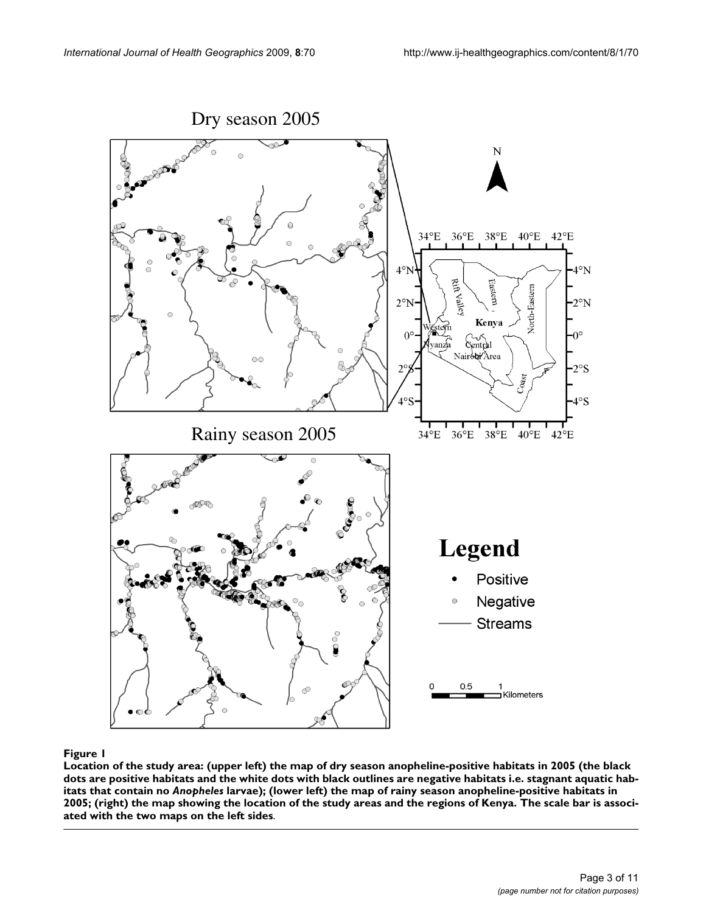**Figure 1**

**Location of the study area: (upper left) the map of dry season anopheline-positive habitats in 2005 (the black dots are positive habitats and the white dots with black outlines are negative habitats i.e. stagnant aquatic habitats that contain no *Anopheles* larvae); (lower left) the map of rainy season anopheline-positive habitats in 2005; (right) the map showing the location of the study areas and the regions of Kenya. The scale bar is associated with the two maps on the left sides**.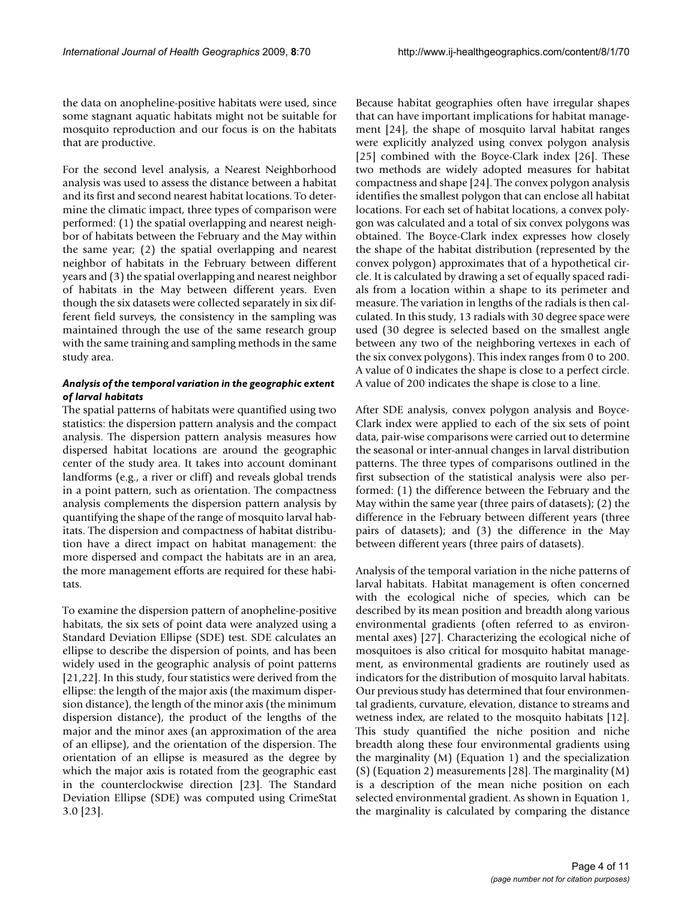the data on anopheline-positive habitats were used, since some stagnant aquatic habitats might not be suitable for mosquito reproduction and our focus is on the habitats that are productive.

For the second level analysis, a Nearest Neighborhood analysis was used to assess the distance between a habitat and its first and second nearest habitat locations. To determine the climatic impact, three types of comparison were performed: (1) the spatial overlapping and nearest neighbor of habitats between the February and the May within the same year; (2) the spatial overlapping and nearest neighbor of habitats in the February between different years and (3) the spatial overlapping and nearest neighbor of habitats in the May between different years. Even though the six datasets were collected separately in six different field surveys, the consistency in the sampling was maintained through the use of the same research group with the same training and sampling methods in the same study area.

### *Analysis of the temporal variation in the geographic extent of larval habitats*

The spatial patterns of habitats were quantified using two statistics: the dispersion pattern analysis and the compact analysis. The dispersion pattern analysis measures how dispersed habitat locations are around the geographic center of the study area. It takes into account dominant landforms (e.g., a river or cliff) and reveals global trends in a point pattern, such as orientation. The compactness analysis complements the dispersion pattern analysis by quantifying the shape of the range of mosquito larval habitats. The dispersion and compactness of habitat distribution have a direct impact on habitat management: the more dispersed and compact the habitats are in an area, the more management efforts are required for these habitats.

To examine the dispersion pattern of anopheline-positive habitats, the six sets of point data were analyzed using a Standard Deviation Ellipse (SDE) test. SDE calculates an ellipse to describe the dispersion of points, and has been widely used in the geographic analysis of point patterns [21,22]. In this study, four statistics were derived from the ellipse: the length of the major axis (the maximum dispersion distance), the length of the minor axis (the minimum dispersion distance), the product of the lengths of the major and the minor axes (an approximation of the area of an ellipse), and the orientation of the dispersion. The orientation of an ellipse is measured as the degree by which the major axis is rotated from the geographic east in the counterclockwise direction [23]. The Standard Deviation Ellipse (SDE) was computed using CrimeStat 3.0 [23].

Because habitat geographies often have irregular shapes that can have important implications for habitat management [24], the shape of mosquito larval habitat ranges were explicitly analyzed using convex polygon analysis [25] combined with the Boyce-Clark index [26]. These two methods are widely adopted measures for habitat compactness and shape [24]. The convex polygon analysis identifies the smallest polygon that can enclose all habitat locations. For each set of habitat locations, a convex polygon was calculated and a total of six convex polygons was obtained. The Boyce-Clark index expresses how closely the shape of the habitat distribution (represented by the convex polygon) approximates that of a hypothetical circle. It is calculated by drawing a set of equally spaced radials from a location within a shape to its perimeter and measure. The variation in lengths of the radials is then calculated. In this study, 13 radials with 30 degree space were used (30 degree is selected based on the smallest angle between any two of the neighboring vertexes in each of the six convex polygons). This index ranges from 0 to 200. A value of 0 indicates the shape is close to a perfect circle. A value of 200 indicates the shape is close to a line.

After SDE analysis, convex polygon analysis and Boyce-Clark index were applied to each of the six sets of point data, pair-wise comparisons were carried out to determine the seasonal or inter-annual changes in larval distribution patterns. The three types of comparisons outlined in the first subsection of the statistical analysis were also performed: (1) the difference between the February and the May within the same year (three pairs of datasets); (2) the difference in the February between different years (three pairs of datasets); and (3) the difference in the May between different years (three pairs of datasets).

Analysis of the temporal variation in the niche patterns of larval habitats. Habitat management is often concerned with the ecological niche of species, which can be described by its mean position and breadth along various environmental gradients (often referred to as environmental axes) [27]. Characterizing the ecological niche of mosquitoes is also critical for mosquito habitat management, as environmental gradients are routinely used as indicators for the distribution of mosquito larval habitats. Our previous study has determined that four environmental gradients, curvature, elevation, distance to streams and wetness index, are related to the mosquito habitats [12]. This study quantified the niche position and niche breadth along these four environmental gradients using the marginality (M) (Equation 1) and the specialization (S) (Equation 2) measurements [28]. The marginality (M) is a description of the mean niche position on each selected environmental gradient. As shown in Equation 1, the marginality is calculated by comparing the distance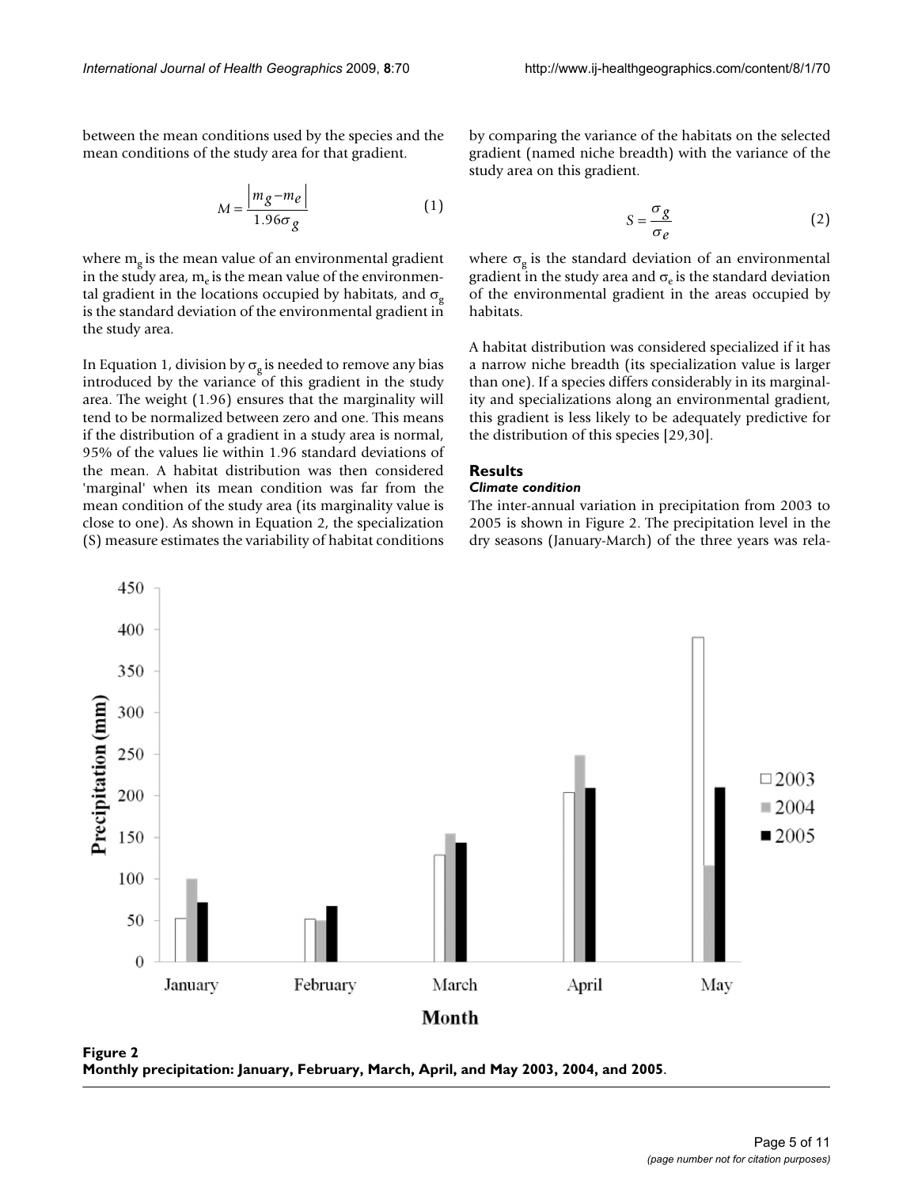between the mean conditions used by the species and the mean conditions of the study area for that gradient.

$$M = \frac{|m_g - m_e|}{1.96\sigma_g} \quad (1)$$

where $m_g$ is the mean value of an environmental gradient in the study area, $m_e$ is the mean value of the environmental gradient in the locations occupied by habitats, and $\sigma_g$ is the standard deviation of the environmental gradient in the study area.

In Equation 1, division by $\sigma_g$ is needed to remove any bias introduced by the variance of this gradient in the study area. The weight (1.96) ensures that the marginality will tend to be normalized between zero and one. This means if the distribution of a gradient in a study area is normal, 95% of the values lie within 1.96 standard deviations of the mean. A habitat distribution was then considered 'marginal' when its mean condition was far from the mean condition of the study area (its marginality value is close to one). As shown in Equation 2, the specialization (S) measure estimates the variability of habitat conditions by comparing the variance of the habitats on the selected gradient (named niche breadth) with the variance of the study area on this gradient.

$$S = \frac{\sigma_g}{\sigma_e} \quad (2)$$

where $\sigma_g$ is the standard deviation of an environmental gradient in the study area and $\sigma_e$ is the standard deviation of the environmental gradient in the areas occupied by habitats.

A habitat distribution was considered specialized if it has a narrow niche breadth (its specialization value is larger than one). If a species differs considerably in its marginality and specializations along an environmental gradient, this gradient is less likely to be adequately predictive for the distribution of this species [29,30].

## Results

### *Climate condition*

The inter-annual variation in precipitation from 2003 to 2005 is shown in Figure 2. The precipitation level in the dry seasons (January-March) of the three years was rela-

**Figure 2**
**Monthly precipitation: January, February, March, April, and May 2003, 2004, and 2005.**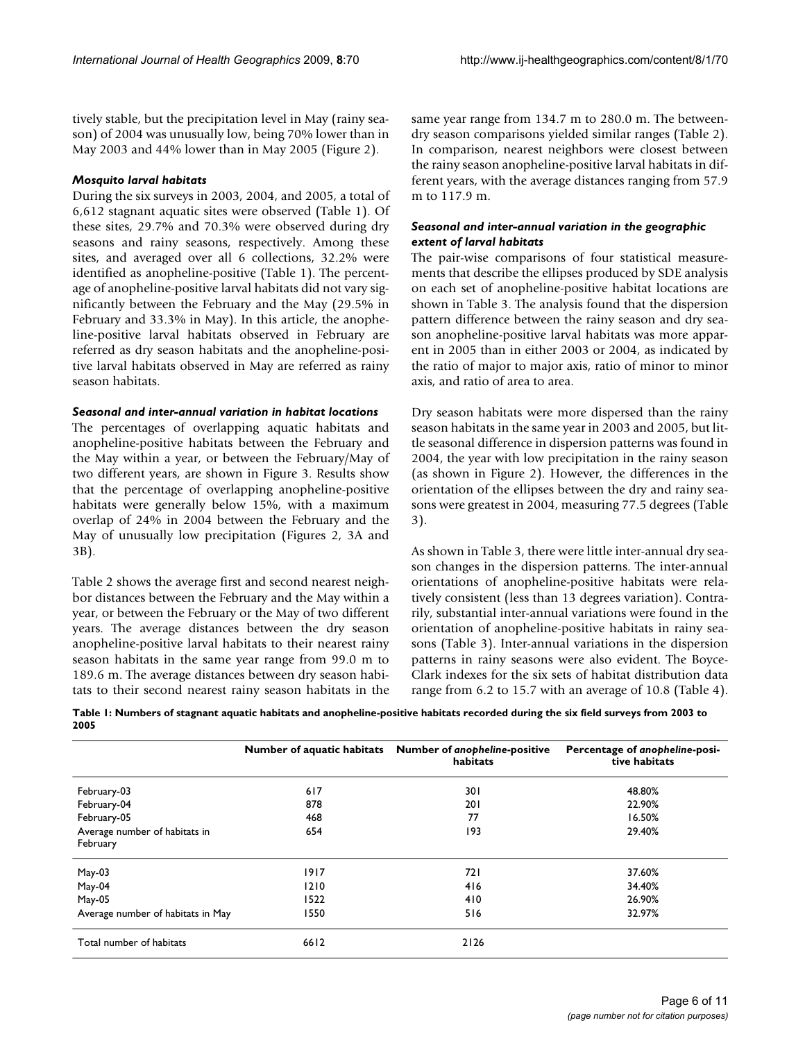tively stable, but the precipitation level in May (rainy season) of 2004 was unusually low, being 70% lower than in May 2003 and 44% lower than in May 2005 (Figure 2).

### *Mosquito larval habitats*

During the six surveys in 2003, 2004, and 2005, a total of 6,612 stagnant aquatic sites were observed (Table 1). Of these sites, 29.7% and 70.3% were observed during dry seasons and rainy seasons, respectively. Among these sites, and averaged over all 6 collections, 32.2% were identified as anopheline-positive (Table 1). The percentage of anopheline-positive larval habitats did not vary significantly between the February and the May (29.5% in February and 33.3% in May). In this article, the anopheline-positive larval habitats observed in February are referred as dry season habitats and the anopheline-positive larval habitats observed in May are referred as rainy season habitats.

### *Seasonal and inter-annual variation in habitat locations*

The percentages of overlapping aquatic habitats and anopheline-positive habitats between the February and the May within a year, or between the February/May of two different years, are shown in Figure 3. Results show that the percentage of overlapping anopheline-positive habitats were generally below 15%, with a maximum overlap of 24% in 2004 between the February and the May of unusually low precipitation (Figures 2, 3A and 3B).

Table 2 shows the average first and second nearest neighbor distances between the February and the May within a year, or between the February or the May of two different years. The average distances between the dry season anopheline-positive larval habitats to their nearest rainy season habitats in the same year range from 99.0 m to 189.6 m. The average distances between dry season habitats to their second nearest rainy season habitats in the same year range from 134.7 m to 280.0 m. The between-dry season comparisons yielded similar ranges (Table 2). In comparison, nearest neighbors were closest between the rainy season anopheline-positive larval habitats in different years, with the average distances ranging from 57.9 m to 117.9 m.

### *Seasonal and inter-annual variation in the geographic extent of larval habitats*

The pair-wise comparisons of four statistical measurements that describe the ellipses produced by SDE analysis on each set of anopheline-positive habitat locations are shown in Table 3. The analysis found that the dispersion pattern difference between the rainy season and dry season anopheline-positive larval habitats was more apparent in 2005 than in either 2003 or 2004, as indicated by the ratio of major to major axis, ratio of minor to minor axis, and ratio of area to area.

Dry season habitats were more dispersed than the rainy season habitats in the same year in 2003 and 2005, but little seasonal difference in dispersion patterns was found in 2004, the year with low precipitation in the rainy season (as shown in Figure 2). However, the differences in the orientation of the ellipses between the dry and rainy seasons were greatest in 2004, measuring 77.5 degrees (Table 3).

As shown in Table 3, there were little inter-annual dry season changes in the dispersion patterns. The inter-annual orientations of anopheline-positive habitats were relatively consistent (less than 13 degrees variation). Contrarily, substantial inter-annual variations were found in the orientation of anopheline-positive habitats in rainy seasons (Table 3). Inter-annual variations in the dispersion patterns in rainy seasons were also evident. The Boyce-Clark indexes for the six sets of habitat distribution data range from 6.2 to 15.7 with an average of 10.8 (Table 4).

**Table 1: Numbers of stagnant aquatic habitats and anopheline-positive habitats recorded during the six field surveys from 2003 to 2005**

| | Number of aquatic habitats | Number of *anopheline*-positive habitats | Percentage of *anopheline*-positive habitats |
|---|---|---|---|
| February-03 | 617 | 301 | 48.80% |
| February-04 | 878 | 201 | 22.90% |
| February-05 | 468 | 77 | 16.50% |
| Average number of habitats in February | 654 | 193 | 29.40% |
| May-03 | 1917 | 721 | 37.60% |
| May-04 | 1210 | 416 | 34.40% |
| May-05 | 1522 | 410 | 26.90% |
| Average number of habitats in May | 1550 | 516 | 32.97% |
| Total number of habitats | 6612 | 2126 | |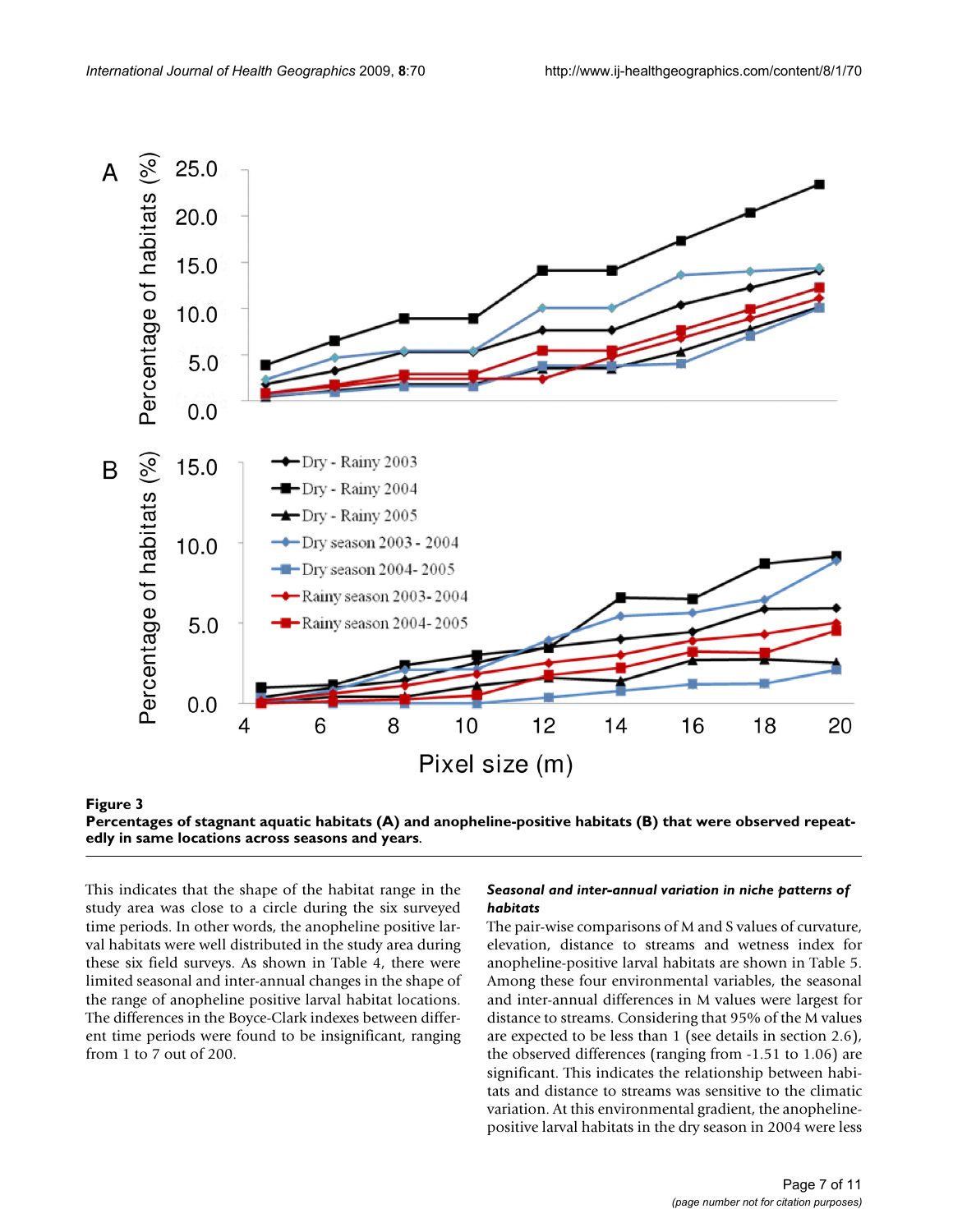**Figure 3**
**Percentages of stagnant aquatic habitats (A) and anopheline-positive habitats (B) that were observed repeatedly in same locations across seasons and years.**

This indicates that the shape of the habitat range in the study area was close to a circle during the six surveyed time periods. In other words, the anopheline positive larval habitats were well distributed in the study area during these six field surveys. As shown in Table 4, there were limited seasonal and inter-annual changes in the shape of the range of anopheline positive larval habitat locations. The differences in the Boyce-Clark indexes between different time periods were found to be insignificant, ranging from 1 to 7 out of 200.

### *Seasonal and inter-annual variation in niche patterns of habitats*

The pair-wise comparisons of M and S values of curvature, elevation, distance to streams and wetness index for anopheline-positive larval habitats are shown in Table 5. Among these four environmental variables, the seasonal and inter-annual differences in M values were largest for distance to streams. Considering that 95% of the M values are expected to be less than 1 (see details in section 2.6), the observed differences (ranging from -1.51 to 1.06) are significant. This indicates the relationship between habitats and distance to streams was sensitive to the climatic variation. At this environmental gradient, the anopheline-positive larval habitats in the dry season in 2004 were less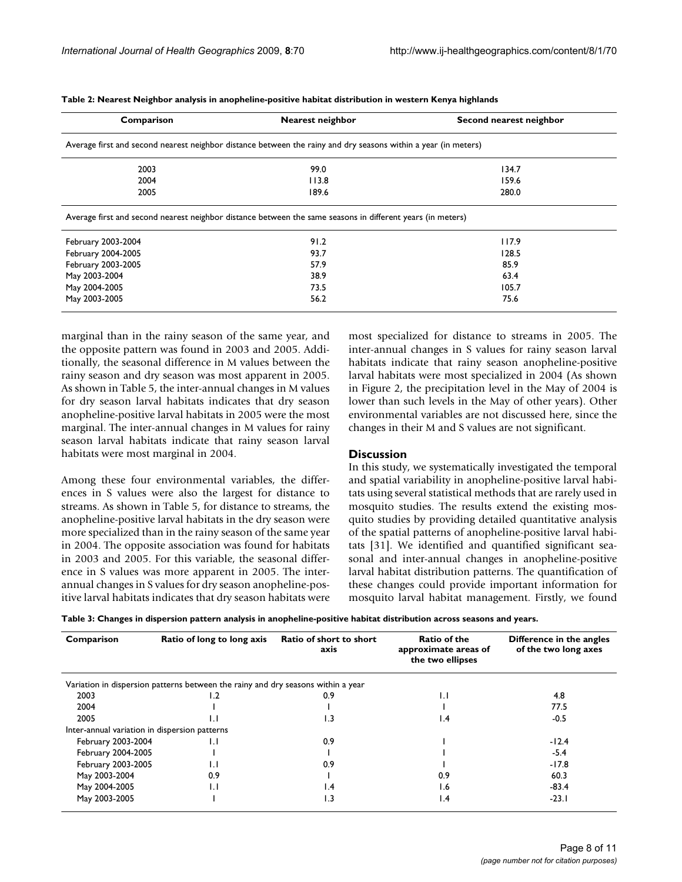**Table 2: Nearest Neighbor analysis in anopheline-positive habitat distribution in western Kenya highlands**

| Comparison | Nearest neighbor | Second nearest neighbor |
|---|---|---|
| Average first and second nearest neighbor distance between the rainy and dry seasons within a year (in meters) | | |
| 2003 | 99.0 | 134.7 |
| 2004 | 113.8 | 159.6 |
| 2005 | 189.6 | 280.0 |
| Average first and second nearest neighbor distance between the same seasons in different years (in meters) | | |
| February 2003-2004 | 91.2 | 117.9 |
| February 2004-2005 | 93.7 | 128.5 |
| February 2003-2005 | 57.9 | 85.9 |
| May 2003-2004 | 38.9 | 63.4 |
| May 2004-2005 | 73.5 | 105.7 |
| May 2003-2005 | 56.2 | 75.6 |

marginal than in the rainy season of the same year, and the opposite pattern was found in 2003 and 2005. Additionally, the seasonal difference in M values between the rainy season and dry season was most apparent in 2005. As shown in Table 5, the inter-annual changes in M values for dry season larval habitats indicates that dry season anopheline-positive larval habitats in 2005 were the most marginal. The inter-annual changes in M values for rainy season larval habitats indicate that rainy season larval habitats were most marginal in 2004.

Among these four environmental variables, the differences in S values were also the largest for distance to streams. As shown in Table 5, for distance to streams, the anopheline-positive larval habitats in the dry season were more specialized than in the rainy season of the same year in 2004. The opposite association was found for habitats in 2003 and 2005. For this variable, the seasonal difference in S values was more apparent in 2005. The inter-annual changes in S values for dry season anopheline-positive larval habitats indicates that dry season habitats were most specialized for distance to streams in 2005. The inter-annual changes in S values for rainy season larval habitats indicate that rainy season anopheline-positive larval habitats were most specialized in 2004 (As shown in Figure 2, the precipitation level in the May of 2004 is lower than such levels in the May of other years). Other environmental variables are not discussed here, since the changes in their M and S values are not significant.

## Discussion

In this study, we systematically investigated the temporal and spatial variability in anopheline-positive larval habitats using several statistical methods that are rarely used in mosquito studies. The results extend the existing mosquito studies by providing detailed quantitative analysis of the spatial patterns of anopheline-positive larval habitats [31]. We identified and quantified significant seasonal and inter-annual changes in anopheline-positive larval habitat distribution patterns. The quantification of these changes could provide important information for mosquito larval habitat management. Firstly, we found

**Table 3: Changes in dispersion pattern analysis in anopheline-positive habitat distribution across seasons and years.**

| Comparison | Ratio of long to long axis | Ratio of short to short axis | Ratio of the approximate areas of the two ellipses | Difference in the angles of the two long axes |
|---|---|---|---|---|
| Variation in dispersion patterns between the rainy and dry seasons within a year | | | | |
| 2003 | 1.2 | 0.9 | 1.1 | 4.8 |
| 2004 | 1 | 1 | 1 | 77.5 |
| 2005 | 1.1 | 1.3 | 1.4 | -0.5 |
| Inter-annual variation in dispersion patterns | | | | |
| February 2003-2004 | 1.1 | 0.9 | 1 | -12.4 |
| February 2004-2005 | 1 | 1 | 1 | -5.4 |
| February 2003-2005 | 1.1 | 0.9 | 1 | -17.8 |
| May 2003-2004 | 0.9 | 1 | 0.9 | 60.3 |
| May 2004-2005 | 1.1 | 1.4 | 1.6 | -83.4 |
| May 2003-2005 | 1 | 1.3 | 1.4 | -23.1 |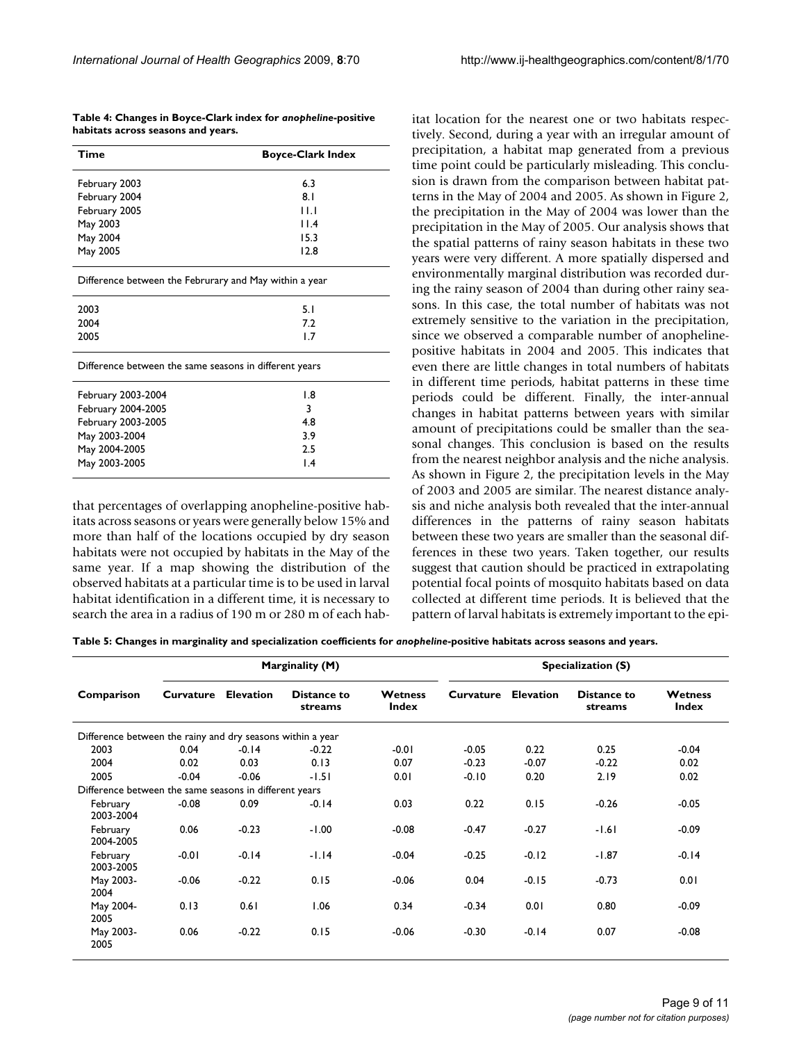**Table 4: Changes in Boyce-Clark index for *anopheline*-positive habitats across seasons and years.**

| Time | Boyce-Clark Index |
| --- | --- |
| February 2003 | 6.3 |
| February 2004 | 8.1 |
| February 2005 | 11.1 |
| May 2003 | 11.4 |
| May 2004 | 15.3 |
| May 2005 | 12.8 |
| Difference between the Februrary and May within a year | |
| 2003 | 5.1 |
| 2004 | 7.2 |
| 2005 | 1.7 |
| Difference between the same seasons in different years | |
| February 2003-2004 | 1.8 |
| February 2004-2005 | 3 |
| February 2003-2005 | 4.8 |
| May 2003-2004 | 3.9 |
| May 2004-2005 | 2.5 |
| May 2003-2005 | 1.4 |

that percentages of overlapping anopheline-positive habitats across seasons or years were generally below 15% and more than half of the locations occupied by dry season habitats were not occupied by habitats in the May of the same year. If a map showing the distribution of the observed habitats at a particular time is to be used in larval habitat identification in a different time, it is necessary to search the area in a radius of 190 m or 280 m of each habitat location for the nearest one or two habitats respectively. Second, during a year with an irregular amount of precipitation, a habitat map generated from a previous time point could be particularly misleading. This conclusion is drawn from the comparison between habitat patterns in the May of 2004 and 2005. As shown in Figure 2, the precipitation in the May of 2004 was lower than the precipitation in the May of 2005. Our analysis shows that the spatial patterns of rainy season habitats in these two years were very different. A more spatially dispersed and environmentally marginal distribution was recorded during the rainy season of 2004 than during other rainy seasons. In this case, the total number of habitats was not extremely sensitive to the variation in the precipitation, since we observed a comparable number of anopheline-positive habitats in 2004 and 2005. This indicates that even there are little changes in total numbers of habitats in different time periods, habitat patterns in these time periods could be different. Finally, the inter-annual changes in habitat patterns between years with similar amount of precipitations could be smaller than the seasonal changes. This conclusion is based on the results from the nearest neighbor analysis and the niche analysis. As shown in Figure 2, the precipitation levels in the May of 2003 and 2005 are similar. The nearest distance analysis and niche analysis both revealed that the inter-annual differences in the patterns of rainy season habitats between these two years are smaller than the seasonal differences in these two years. Taken together, our results suggest that caution should be practiced in extrapolating potential focal points of mosquito habitats based on data collected at different time periods. It is believed that the pattern of larval habitats is extremely important to the epi-

**Table 5: Changes in marginality and specialization coefficients for *anopheline*-positive habitats across seasons and years.**

| Comparison | Marginality (M) | | | | Specialization (S) | | | |
| --- | --- | --- | --- | --- | --- | --- | --- | --- |
| | Curvature | Elevation | Distance to streams | Wetness Index | Curvature | Elevation | Distance to streams | Wetness Index |
| Difference between the rainy and dry seasons within a year | | | | | | | | |
| 2003 | 0.04 | -0.14 | -0.22 | -0.01 | -0.05 | 0.22 | 0.25 | -0.04 |
| 2004 | 0.02 | 0.03 | 0.13 | 0.07 | -0.23 | -0.07 | -0.22 | 0.02 |
| 2005 | -0.04 | -0.06 | -1.51 | 0.01 | -0.10 | 0.20 | 2.19 | 0.02 |
| Difference between the same seasons in different years | | | | | | | | |
| February 2003-2004 | -0.08 | 0.09 | -0.14 | 0.03 | 0.22 | 0.15 | -0.26 | -0.05 |
| February 2004-2005 | 0.06 | -0.23 | -1.00 | -0.08 | -0.47 | -0.27 | -1.61 | -0.09 |
| February 2003-2005 | -0.01 | -0.14 | -1.14 | -0.04 | -0.25 | -0.12 | -1.87 | -0.14 |
| May 2003-2004 | -0.06 | -0.22 | 0.15 | -0.06 | 0.04 | -0.15 | -0.73 | 0.01 |
| May 2004-2005 | 0.13 | 0.61 | 1.06 | 0.34 | -0.34 | 0.01 | 0.80 | -0.09 |
| May 2003-2005 | 0.06 | -0.22 | 0.15 | -0.06 | -0.30 | -0.14 | 0.07 | -0.08 |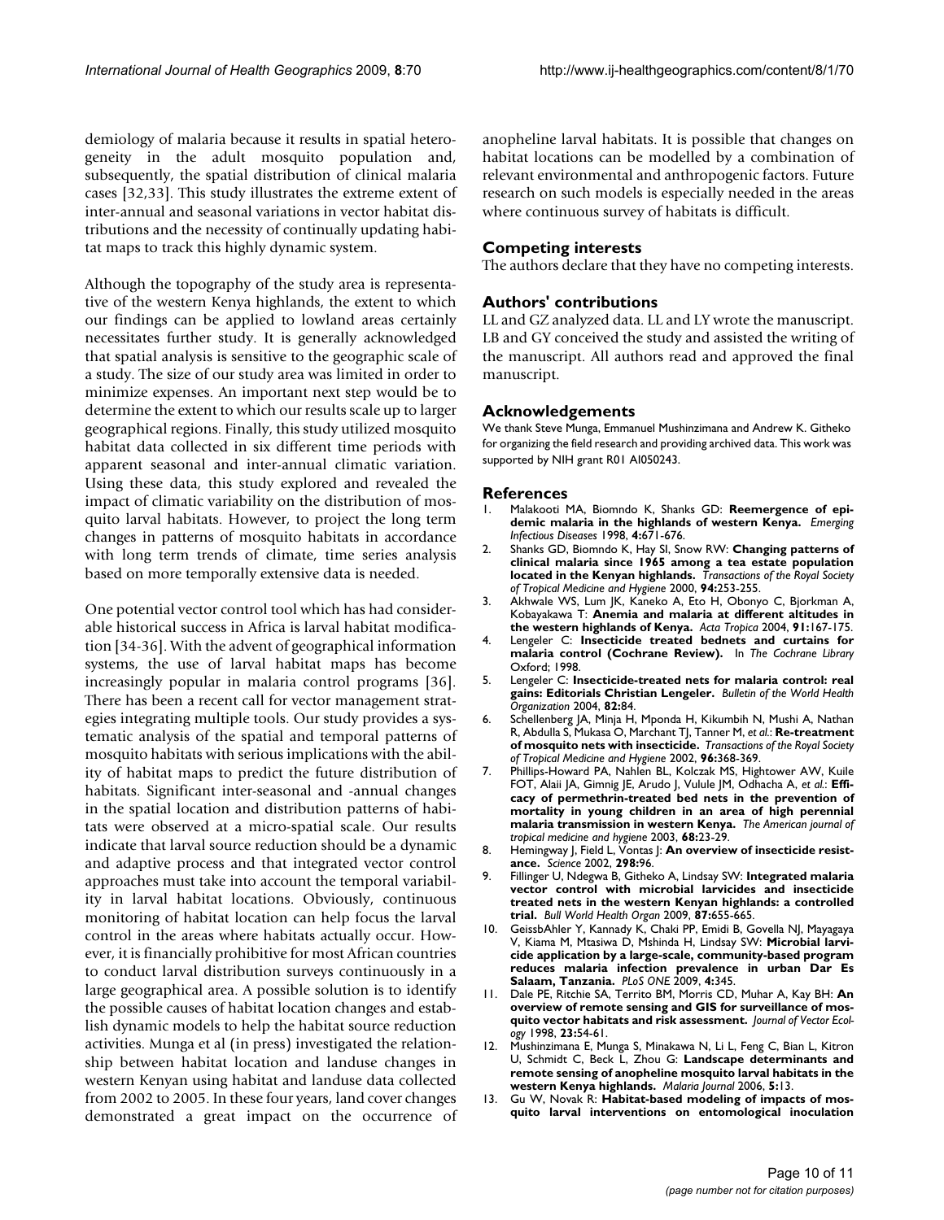demiology of malaria because it results in spatial heterogeneity in the adult mosquito population and, subsequently, the spatial distribution of clinical malaria cases [32,33]. This study illustrates the extreme extent of inter-annual and seasonal variations in vector habitat distributions and the necessity of continually updating habitat maps to track this highly dynamic system.

Although the topography of the study area is representative of the western Kenya highlands, the extent to which our findings can be applied to lowland areas certainly necessitates further study. It is generally acknowledged that spatial analysis is sensitive to the geographic scale of a study. The size of our study area was limited in order to minimize expenses. An important next step would be to determine the extent to which our results scale up to larger geographical regions. Finally, this study utilized mosquito habitat data collected in six different time periods with apparent seasonal and inter-annual climatic variation. Using these data, this study explored and revealed the impact of climatic variability on the distribution of mosquito larval habitats. However, to project the long term changes in patterns of mosquito habitats in accordance with long term trends of climate, time series analysis based on more temporally extensive data is needed.

One potential vector control tool which has had considerable historical success in Africa is larval habitat modification [34-36]. With the advent of geographical information systems, the use of larval habitat maps has become increasingly popular in malaria control programs [36]. There has been a recent call for vector management strategies integrating multiple tools. Our study provides a systematic analysis of the spatial and temporal patterns of mosquito habitats with serious implications with the ability of habitat maps to predict the future distribution of habitats. Significant inter-seasonal and -annual changes in the spatial location and distribution patterns of habitats were observed at a micro-spatial scale. Our results indicate that larval source reduction should be a dynamic and adaptive process and that integrated vector control approaches must take into account the temporal variability in larval habitat locations. Obviously, continuous monitoring of habitat location can help focus the larval control in the areas where habitats actually occur. However, it is financially prohibitive for most African countries to conduct larval distribution surveys continuously in a large geographical area. A possible solution is to identify the possible causes of habitat location changes and establish dynamic models to help the habitat source reduction activities. Munga et al (in press) investigated the relationship between habitat location and landuse changes in western Kenyan using habitat and landuse data collected from 2002 to 2005. In these four years, land cover changes demonstrated a great impact on the occurrence of anopheline larval habitats. It is possible that changes on habitat locations can be modelled by a combination of relevant environmental and anthropogenic factors. Future research on such models is especially needed in the areas where continuous survey of habitats is difficult.

## Competing interests

The authors declare that they have no competing interests.

## Authors' contributions

LL and GZ analyzed data. LL and LY wrote the manuscript. LB and GY conceived the study and assisted the writing of the manuscript. All authors read and approved the final manuscript.

## Acknowledgements

We thank Steve Munga, Emmanuel Mushinzimana and Andrew K. Githeko for organizing the field research and providing archived data. This work was supported by NIH grant R01 AI050243.

## References

1. Malakooti MA, Biomndo K, Shanks GD: **Reemergence of epidemic malaria in the highlands of western Kenya.** *Emerging Infectious Diseases* 1998, **4:**671-676.
2. Shanks GD, Biomndo K, Hay SI, Snow RW: **Changing patterns of clinical malaria since 1965 among a tea estate population located in the Kenyan highlands.** *Transactions of the Royal Society of Tropical Medicine and Hygiene* 2000, **94:**253-255.
3. Akhwale WS, Lum JK, Kaneko A, Eto H, Obonyo C, Bjorkman A, Kobayakawa T: **Anemia and malaria at different altitudes in the western highlands of Kenya.** *Acta Tropica* 2004, **91:**167-175.
4. Lengeler C: **Insecticide treated bednets and curtains for malaria control (Cochrane Review).** In *The Cochrane Library* Oxford; 1998.
5. Lengeler C: **Insecticide-treated nets for malaria control: real gains: Editorials Christian Lengeler.** *Bulletin of the World Health Organization* 2004, **82:**84.
6. Schellenberg JA, Minja H, Mponda H, Kikumbih N, Mushi A, Nathan R, Abdulla S, Mukasa O, Marchant TJ, Tanner M, *et al.*: **Re-treatment of mosquito nets with insecticide.** *Transactions of the Royal Society of Tropical Medicine and Hygiene* 2002, **96:**368-369.
7. Phillips-Howard PA, Nahlen BL, Kolczak MS, Hightower AW, Kuile FOT, Alaii JA, Gimnig JE, Arudo J, Vulule JM, Odhacha A, *et al.*: **Efficacy of permethrin-treated bed nets in the prevention of mortality in young children in an area of high perennial malaria transmission in western Kenya.** *The American journal of tropical medicine and hygiene* 2003, **68:**23-29.
8. Hemingway J, Field L, Vontas J: **An overview of insecticide resistance.** *Science* 2002, **298:**96.
9. Fillinger U, Ndegwa B, Githeko A, Lindsay SW: **Integrated malaria vector control with microbial larvicides and insecticide treated nets in the western Kenyan highlands: a controlled trial.** *Bull World Health Organ* 2009, **87:**655-665.
10. GeissbAhler Y, Kannady K, Chaki PP, Emidi B, Govella NJ, Mayagaya V, Kiama M, Mtasiwa D, Mshinda H, Lindsay SW: **Microbial larvicide application by a large-scale, community-based program reduces malaria infection prevalence in urban Dar Es Salaam, Tanzania.** *PLoS ONE* 2009, **4:**345.
11. Dale PE, Ritchie SA, Territo BM, Morris CD, Muhar A, Kay BH: **An overview of remote sensing and GIS for surveillance of mosquito vector habitats and risk assessment.** *Journal of Vector Ecology* 1998, **23:**54-61.
12. Mushinzimana E, Munga S, Minakawa N, Li L, Feng C, Bian L, Kitron U, Schmidt C, Beck L, Zhou G: **Landscape determinants and remote sensing of anopheline mosquito larval habitats in the western Kenya highlands.** *Malaria Journal* 2006, **5:**13.
13. Gu W, Novak R: **Habitat-based modeling of impacts of mosquito larval interventions on entomological inoculation**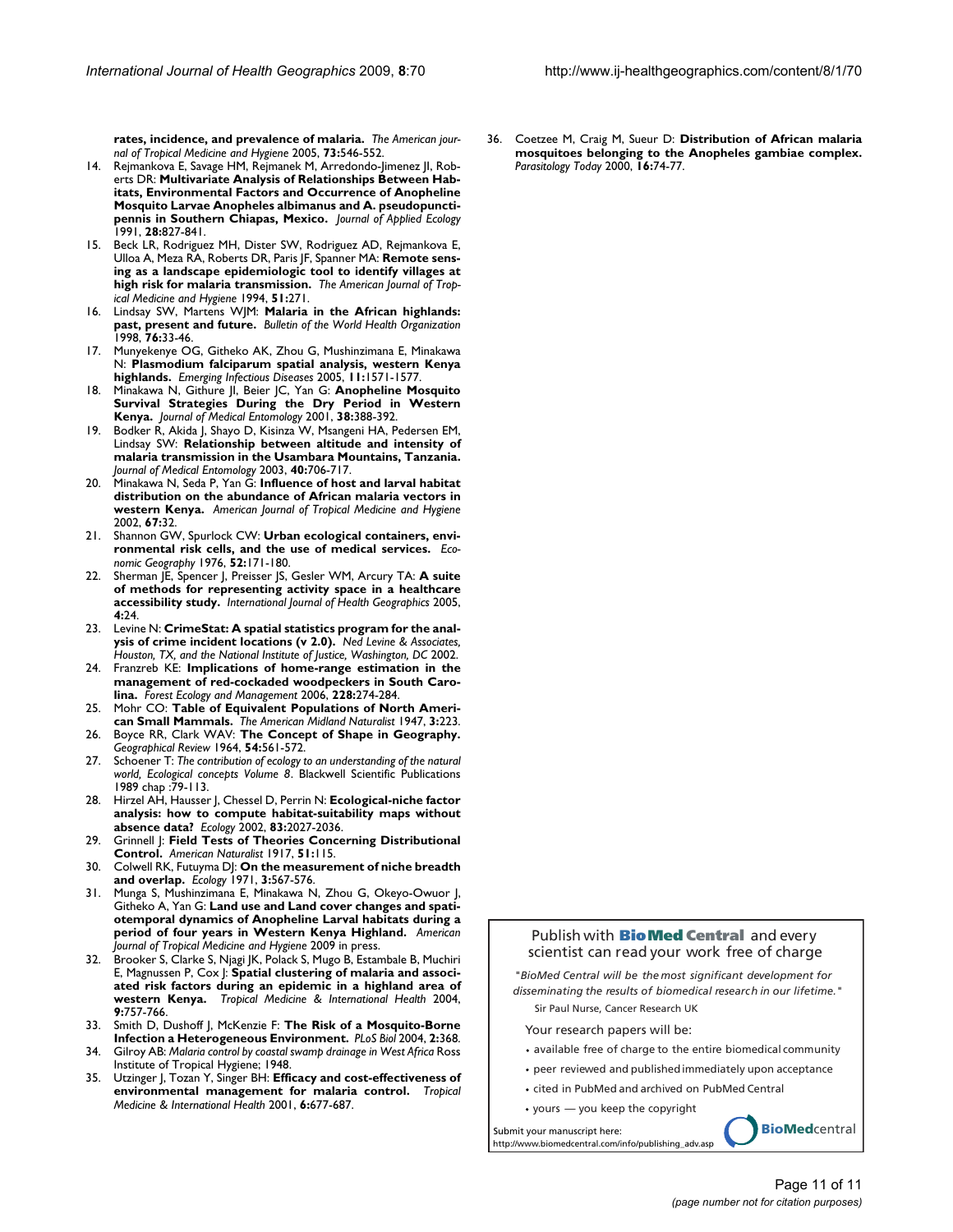rates, incidence, and prevalence of malaria. *The American journal of Tropical Medicine and Hygiene* 2005, **73:**546-552.

14. Rejmankova E, Savage HM, Rejmanek M, Arredondo-Jimenez JI, Roberts DR: **Multivariate Analysis of Relationships Between Habitats, Environmental Factors and Occurrence of Anopheline Mosquito Larvae Anopheles albimanus and A. pseudopunctipennis in Southern Chiapas, Mexico.** *Journal of Applied Ecology* 1991, **28:**827-841.
15. Beck LR, Rodriguez MH, Dister SW, Rodriguez AD, Rejmankova E, Ulloa A, Meza RA, Roberts DR, Paris JF, Spanner MA: **Remote sensing as a landscape epidemiologic tool to identify villages at high risk for malaria transmission.** *The American Journal of Tropical Medicine and Hygiene* 1994, **51:**271.
16. Lindsay SW, Martens WJM: **Malaria in the African highlands: past, present and future.** *Bulletin of the World Health Organization* 1998, **76:**33-46.
17. Munyekenye OG, Githeko AK, Zhou G, Mushinzimana E, Minakawa N: **Plasmodium falciparum spatial analysis, western Kenya highlands.** *Emerging Infectious Diseases* 2005, **11:**1571-1577.
18. Minakawa N, Githure JI, Beier JC, Yan G: **Anopheline Mosquito Survival Strategies During the Dry Period in Western Kenya.** *Journal of Medical Entomology* 2001, **38:**388-392.
19. Bodker R, Akida J, Shayo D, Kisinza W, Msangeni HA, Pedersen EM, Lindsay SW: **Relationship between altitude and intensity of malaria transmission in the Usambara Mountains, Tanzania.** *Journal of Medical Entomology* 2003, **40:**706-717.
20. Minakawa N, Seda P, Yan G: **Influence of host and larval habitat distribution on the abundance of African malaria vectors in western Kenya.** *American Journal of Tropical Medicine and Hygiene* 2002, **67:**32.
21. Shannon GW, Spurlock CW: **Urban ecological containers, environmental risk cells, and the use of medical services.** *Economic Geography* 1976, **52:**171-180.
22. Sherman JE, Spencer J, Preisser JS, Gesler WM, Arcury TA: **A suite of methods for representing activity space in a healthcare accessibility study.** *International Journal of Health Geographics* 2005, **4:**24.
23. Levine N: **CrimeStat: A spatial statistics program for the analysis of crime incident locations (v 2.0).** *Ned Levine & Associates, Houston, TX, and the National Institute of Justice, Washington, DC* 2002.
24. Franzreb KE: **Implications of home-range estimation in the management of red-cockaded woodpeckers in South Carolina.** *Forest Ecology and Management* 2006, **228:**274-284.
25. Mohr CO: **Table of Equivalent Populations of North American Small Mammals.** *The American Midland Naturalist* 1947, **3:**223.
26. Boyce RR, Clark WAV: **The Concept of Shape in Geography.** *Geographical Review* 1964, **54:**561-572.
27. Schoener T: *The contribution of ecology to an understanding of the natural world, Ecological concepts Volume 8*. Blackwell Scientific Publications 1989 chap :79-113.
28. Hirzel AH, Hausser J, Chessel D, Perrin N: **Ecological-niche factor analysis: how to compute habitat-suitability maps without absence data?** *Ecology* 2002, **83:**2027-2036.
29. Grinnell J: **Field Tests of Theories Concerning Distributional Control.** *American Naturalist* 1917, **51:**115.
30. Colwell RK, Futuyma DJ: **On the measurement of niche breadth and overlap.** *Ecology* 1971, **3:**567-576.
31. Munga S, Mushinzimana E, Minakawa N, Zhou G, Okeyo-Owuor J, Githeko A, Yan G: **Land use and Land cover changes and spatiotemporal dynamics of Anopheline Larval habitats during a period of four years in Western Kenya Highland.** *American Journal of Tropical Medicine and Hygiene* 2009 in press.
32. Brooker S, Clarke S, Njagi JK, Polack S, Mugo B, Estambale B, Muchiri E, Magnussen P, Cox J: **Spatial clustering of malaria and associated risk factors during an epidemic in a highland area of western Kenya.** *Tropical Medicine & International Health* 2004, **9:**757-766.
33. Smith D, Dushoff J, McKenzie F: **The Risk of a Mosquito-Borne Infection a Heterogeneous Environment.** *PLoS Biol* 2004, **2:**368.
34. Gilroy AB: *Malaria control by coastal swamp drainage in West Africa* Ross Institute of Tropical Hygiene; 1948.
35. Utzinger J, Tozan Y, Singer BH: **Efficacy and cost-effectiveness of environmental management for malaria control.** *Tropical Medicine & International Health* 2001, **6:**677-687.
36. Coetzee M, Craig M, Sueur D: **Distribution of African malaria mosquitoes belonging to the Anopheles gambiae complex.** *Parasitology Today* 2000, **16:**74-77.

Publish with **BioMed Central** and every scientist can read your work free of charge

*"BioMed Central will be the most significant development for disseminating the results of biomedical research in our lifetime."*

Sir Paul Nurse, Cancer Research UK

Your research papers will be:

- available free of charge to the entire biomedical community
- peer reviewed and published immediately upon acceptance
- cited in PubMed and archived on PubMed Central
- yours — you keep the copyright

Submit your manuscript here:
http://www.biomedcentral.com/info/publishing_adv.asp

**BioMed**central